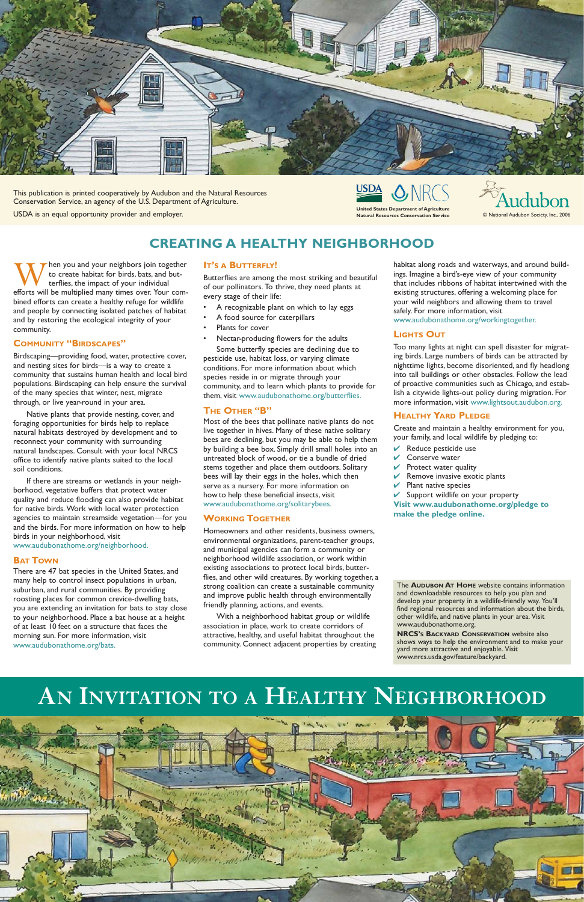This publication is printed cooperatively by Audubon and the Natural Resources Conservation Service, an agency of the U.S. Department of Agriculture.

USDA is an equal opportunity provider and employer.

USDA NRCS
United States Department of Agriculture
Natural Resources Conservation Service

Audubon
© National Audubon Society, Inc., 2006

## CREATING A HEALTHY NEIGHBORHOOD

When you and your neighbors join together to create habitat for birds, bats, and butterflies, the impact of your individual efforts will be multiplied many times over. Your combined efforts can create a healthy refuge for wildlife and people by connecting isolated patches of habitat and by restoring the ecological integrity of your community.

### COMMUNITY "BIRDSCAPES"

Birdscaping—providing food, water, protective cover, and nesting sites for birds—is a way to create a community that sustains human health and local bird populations. Birdscaping can help ensure the survival of the many species that winter, nest, migrate through, or live year-round in your area.

Native plants that provide nesting, cover, and foraging opportunities for birds help to replace natural habitats destroyed by development and to reconnect your community with surrounding natural landscapes. Consult with your local NRCS office to identify native plants suited to the local soil conditions.

If there are streams or wetlands in your neighborhood, vegetative buffers that protect water quality and reduce flooding can also provide habitat for native birds. Work with local water protection agencies to maintain streamside vegetation—for you and the birds. For more information on how to help birds in your neighborhood, visit www.audubonathome.org/neighborhood.

### BAT TOWN

There are 47 bat species in the United States, and many help to control insect populations in urban, suburban, and rural communities. By providing roosting places for common crevice-dwelling bats, you are extending an invitation for bats to stay close to your neighborhood. Place a bat house at a height of at least 10 feet on a structure that faces the morning sun. For more information, visit www.audubonathome.org/bats.

### IT'S A BUTTERFLY!

Butterflies are among the most striking and beautiful of our pollinators. To thrive, they need plants at every stage of their life:

- A recognizable plant on which to lay eggs
- A food source for caterpillars
- Plants for cover
- Nectar-producing flowers for the adults

Some butterfly species are declining due to pesticide use, habitat loss, or varying climate conditions. For more information about which species reside in or migrate through your community, and to learn which plants to provide for them, visit www.audubonathome.org/butterflies.

### THE OTHER "B"

Most of the bees that pollinate native plants do not live together in hives. Many of these native solitary bees are declining, but you may be able to help them by building a bee box. Simply drill small holes into an untreated block of wood, or tie a bundle of dried stems together and place them outdoors. Solitary bees will lay their eggs in the holes, which then serve as a nursery. For more information on how to help these beneficial insects, visit www.audubonathome.org/solitarybees.

### WORKING TOGETHER

Homeowners and other residents, business owners, environmental organizations, parent-teacher groups, and municipal agencies can form a community or neighborhood wildlife association, or work within existing associations to protect local birds, butterflies, and other wild creatures. By working together, a strong coalition can create a sustainable community and improve public health through environmentally friendly planning, actions, and events.

With a neighborhood habitat group or wildlife association in place, work to create corridors of attractive, healthy, and useful habitat throughout the community. Connect adjacent properties by creating habitat along roads and waterways, and around buildings. Imagine a bird's-eye view of your community that includes ribbons of habitat intertwined with the existing structures, offering a welcoming place for your wild neighbors and allowing them to travel safely. For more information, visit www.audubonathome.org/workingtogether.

### LIGHTS OUT

Too many lights at night can spell disaster for migrating birds. Large numbers of birds can be attracted by nighttime lights, become disoriented, and fly headlong into tall buildings or other obstacles. Follow the lead of proactive communities such as Chicago, and establish a citywide lights-out policy during migration. For more information, visit www.lightsout.audubon.org.

### HEALTHY YARD PLEDGE

Create and maintain a healthy environment for you, your family, and local wildlife by pledging to:

- ✔ Reduce pesticide use
- ✔ Conserve water
- ✔ Protect water quality
- ✔ Remove invasive exotic plants
- ✔ Plant native species
- ✔ Support wildlife on your property

**Visit www.audubonathome.org/pledge to make the pledge online.**

The **AUDUBON AT HOME** website contains information and downloadable resources to help you plan and develop your property in a wildlife-friendly way. You'll find regional resources and information about the birds, other wildlife, and native plants in your area. Visit www.audubonathome.org.

**NRCS'S BACKYARD CONSERVATION** website also shows ways to help the environment and to make your yard more attractive and enjoyable. Visit www.nrcs.usda.gov/feature/backyard.

# AN INVITATION TO A HEALTHY NEIGHBORHOOD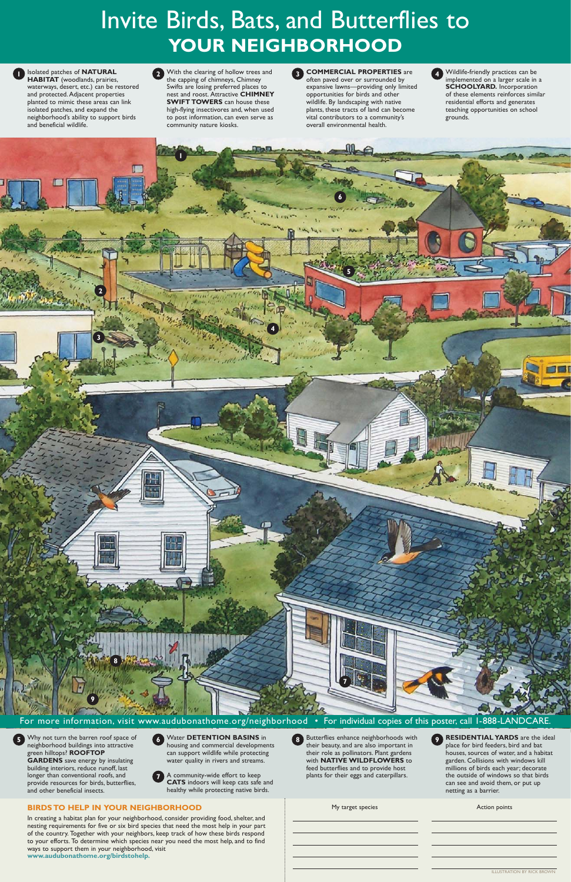# Invite Birds, Bats, and Butterflies to YOUR NEIGHBORHOOD

**1** Isolated patches of **NATURAL HABITAT** (woodlands, prairies, waterways, desert, etc.) can be restored and protected. Adjacent properties planted to mimic these areas can link isolated patches, and expand the neighborhood's ability to support birds and beneficial wildlife.

**2** With the clearing of hollow trees and the capping of chimneys, Chimney Swifts are losing preferred places to nest and roost. Attractive **CHIMNEY SWIFT TOWERS** can house these high-flying insectivores and, when used to post information, can even serve as community nature kiosks.

**3** **COMMERCIAL PROPERTIES** are often paved over or surrounded by expansive lawns—providing only limited opportunities for birds and other wildlife. By landscaping with native plants, these tracts of land can become vital contributors to a community's overall environmental health.

**4** Wildlife-friendly practices can be implemented on a larger scale in a **SCHOOLYARD.** Incorporation of these elements reinforces similar residential efforts and generates teaching opportunities on school grounds.

For more information, visit www.audubonathome.org/neighborhood • For individual copies of this poster, call 1-888-LANDCARE.

**5** Why not turn the barren roof space of neighborhood buildings into attractive green hilltops? **ROOFTOP GARDENS** save energy by insulating building interiors, reduce runoff, last longer than conventional roofs, and provide resources for birds, butterflies, and other beneficial insects.

**6** Water **DETENTION BASINS** in housing and commercial developments can support wildlife while protecting water quality in rivers and streams.

**7** A community-wide effort to keep **CATS** indoors will keep cats safe and healthy while protecting native birds.

**8** Butterflies enhance neighborhoods with their beauty, and are also important in their role as pollinators. Plant gardens with **NATIVE WILDFLOWERS** to feed butterflies and to provide host plants for their eggs and caterpillars.

**9** **RESIDENTIAL YARDS** are the ideal place for bird feeders, bird and bat houses, sources of water, and a habitat garden. Collisions with windows kill millions of birds each year; decorate the outside of windows so that birds can see and avoid them, or put up netting as a barrier.

## BIRDS TO HELP IN YOUR NEIGHBORHOOD

In creating a habitat plan for your neighborhood, consider providing food, shelter, and nesting requirements for five or six bird species that need the most help in your part of the country. Together with your neighbors, keep track of how these birds respond to your efforts. To determine which species near you need the most help, and to find ways to support them in your neighborhood, visit **www.audubonathome.org/birdstohelp.**

| My target species | Action points |
|---|---|
| | |
| | |
| | |
| | |
| | |

ILLUSTRATION BY RICK BROWN